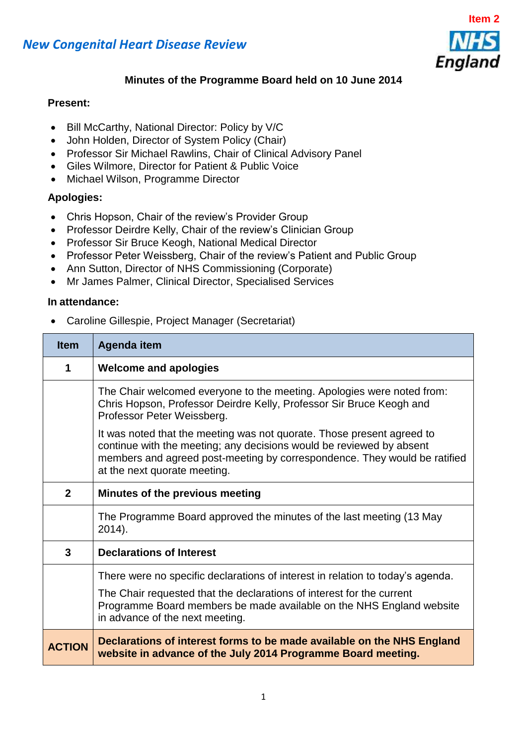Item 2

*New Congenital Heart Disease Review*

NHS England

**Minutes of the Programme Board held on 10 June 2014**

**Present:**

- Bill McCarthy, National Director: Policy by V/C
- John Holden, Director of System Policy (Chair)
- Professor Sir Michael Rawlins, Chair of Clinical Advisory Panel
- Giles Wilmore, Director for Patient & Public Voice
- Michael Wilson, Programme Director

**Apologies:**

- Chris Hopson, Chair of the review's Provider Group
- Professor Deirdre Kelly, Chair of the review's Clinician Group
- Professor Sir Bruce Keogh, National Medical Director
- Professor Peter Weissberg, Chair of the review's Patient and Public Group
- Ann Sutton, Director of NHS Commissioning (Corporate)
- Mr James Palmer, Clinical Director, Specialised Services

**In attendance:**

- Caroline Gillespie, Project Manager (Secretariat)

| Item | Agenda item |
|---|---|
| **1** | **Welcome and apologies** |
| | The Chair welcomed everyone to the meeting. Apologies were noted from: Chris Hopson, Professor Deirdre Kelly, Professor Sir Bruce Keogh and Professor Peter Weissberg.<br><br>It was noted that the meeting was not quorate. Those present agreed to continue with the meeting; any decisions would be reviewed by absent members and agreed post-meeting by correspondence. They would be ratified at the next quorate meeting. |
| **2** | **Minutes of the previous meeting** |
| | The Programme Board approved the minutes of the last meeting (13 May 2014). |
| **3** | **Declarations of Interest** |
| | There were no specific declarations of interest in relation to today's agenda.<br><br>The Chair requested that the declarations of interest for the current Programme Board members be made available on the NHS England website in advance of the next meeting. |
| **ACTION** | **Declarations of interest forms to be made available on the NHS England website in advance of the July 2014 Programme Board meeting.** |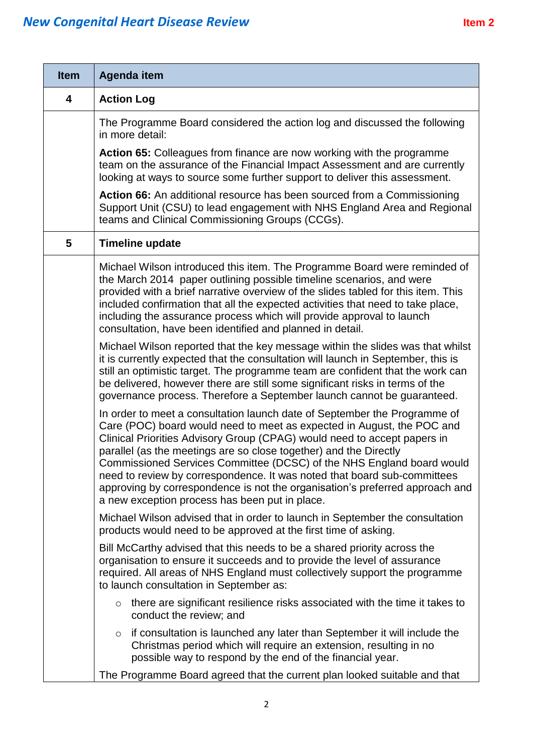| Item | Agenda item |
|---|---|
| **4** | **Action Log** |
| | The Programme Board considered the action log and discussed the following in more detail:<br><br>**Action 65:** Colleagues from finance are now working with the programme team on the assurance of the Financial Impact Assessment and are currently looking at ways to source some further support to deliver this assessment.<br><br>**Action 66:** An additional resource has been sourced from a Commissioning Support Unit (CSU) to lead engagement with NHS England Area and Regional teams and Clinical Commissioning Groups (CCGs). |
| **5** | **Timeline update** |
| | Michael Wilson introduced this item. The Programme Board were reminded of the March 2014 paper outlining possible timeline scenarios, and were provided with a brief narrative overview of the slides tabled for this item. This included confirmation that all the expected activities that need to take place, including the assurance process which will provide approval to launch consultation, have been identified and planned in detail.<br><br>Michael Wilson reported that the key message within the slides was that whilst it is currently expected that the consultation will launch in September, this is still an optimistic target. The programme team are confident that the work can be delivered, however there are still some significant risks in terms of the governance process. Therefore a September launch cannot be guaranteed.<br><br>In order to meet a consultation launch date of September the Programme of Care (POC) board would need to meet as expected in August, the POC and Clinical Priorities Advisory Group (CPAG) would need to accept papers in parallel (as the meetings are so close together) and the Directly Commissioned Services Committee (DCSC) of the NHS England board would need to review by correspondence. It was noted that board sub-committees approving by correspondence is not the organisation's preferred approach and a new exception process has been put in place.<br><br>Michael Wilson advised that in order to launch in September the consultation products would need to be approved at the first time of asking.<br><br>Bill McCarthy advised that this needs to be a shared priority across the organisation to ensure it succeeds and to provide the level of assurance required. All areas of NHS England must collectively support the programme to launch consultation in September as:<br><br>○ there are significant resilience risks associated with the time it takes to conduct the review; and<br>○ if consultation is launched any later than September it will include the Christmas period which will require an extension, resulting in no possible way to respond by the end of the financial year.<br><br>The Programme Board agreed that the current plan looked suitable and that |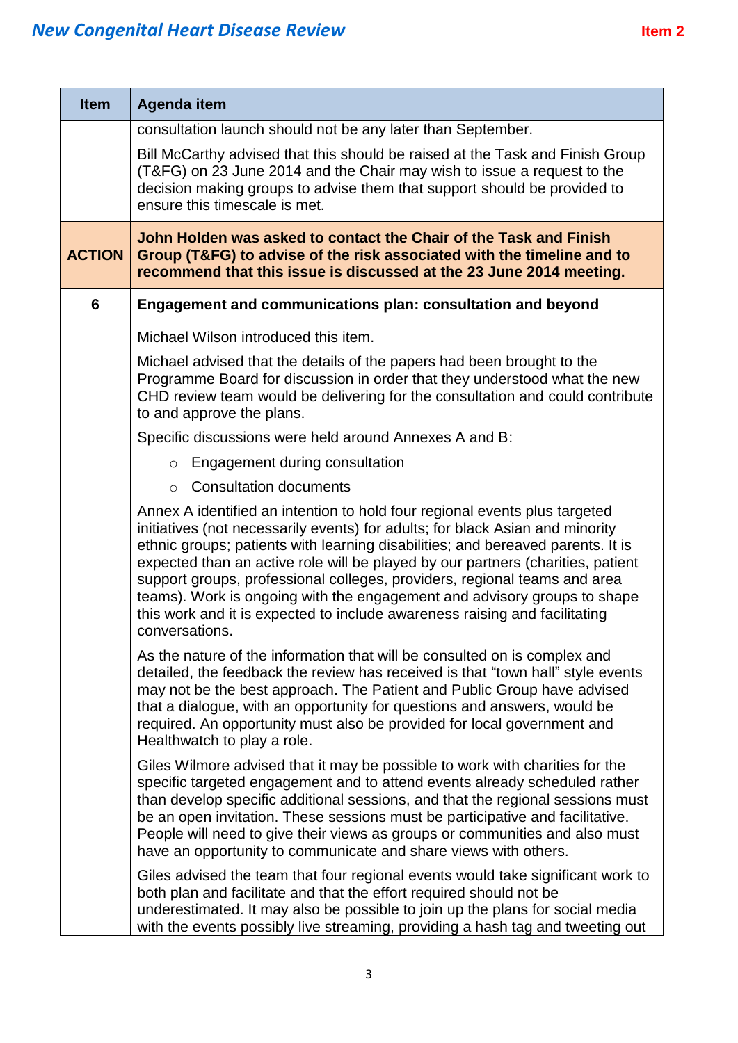| Item | Agenda item |
|---|---|
| | consultation launch should not be any later than September.<br><br>Bill McCarthy advised that this should be raised at the Task and Finish Group (T&FG) on 23 June 2014 and the Chair may wish to issue a request to the decision making groups to advise them that support should be provided to ensure this timescale is met. |
| **ACTION** | **John Holden was asked to contact the Chair of the Task and Finish Group (T&FG) to advise of the risk associated with the timeline and to recommend that this issue is discussed at the 23 June 2014 meeting.** |
| **6** | **Engagement and communications plan: consultation and beyond** |
| | Michael Wilson introduced this item.<br><br>Michael advised that the details of the papers had been brought to the Programme Board for discussion in order that they understood what the new CHD review team would be delivering for the consultation and could contribute to and approve the plans.<br><br>Specific discussions were held around Annexes A and B:<br><br>○ Engagement during consultation<br>○ Consultation documents<br><br>Annex A identified an intention to hold four regional events plus targeted initiatives (not necessarily events) for adults; for black Asian and minority ethnic groups; patients with learning disabilities; and bereaved parents. It is expected than an active role will be played by our partners (charities, patient support groups, professional colleges, providers, regional teams and area teams). Work is ongoing with the engagement and advisory groups to shape this work and it is expected to include awareness raising and facilitating conversations.<br><br>As the nature of the information that will be consulted on is complex and detailed, the feedback the review has received is that "town hall" style events may not be the best approach. The Patient and Public Group have advised that a dialogue, with an opportunity for questions and answers, would be required. An opportunity must also be provided for local government and Healthwatch to play a role.<br><br>Giles Wilmore advised that it may be possible to work with charities for the specific targeted engagement and to attend events already scheduled rather than develop specific additional sessions, and that the regional sessions must be an open invitation. These sessions must be participative and facilitative. People will need to give their views as groups or communities and also must have an opportunity to communicate and share views with others.<br><br>Giles advised the team that four regional events would take significant work to both plan and facilitate and that the effort required should not be underestimated. It may also be possible to join up the plans for social media with the events possibly live streaming, providing a hash tag and tweeting out |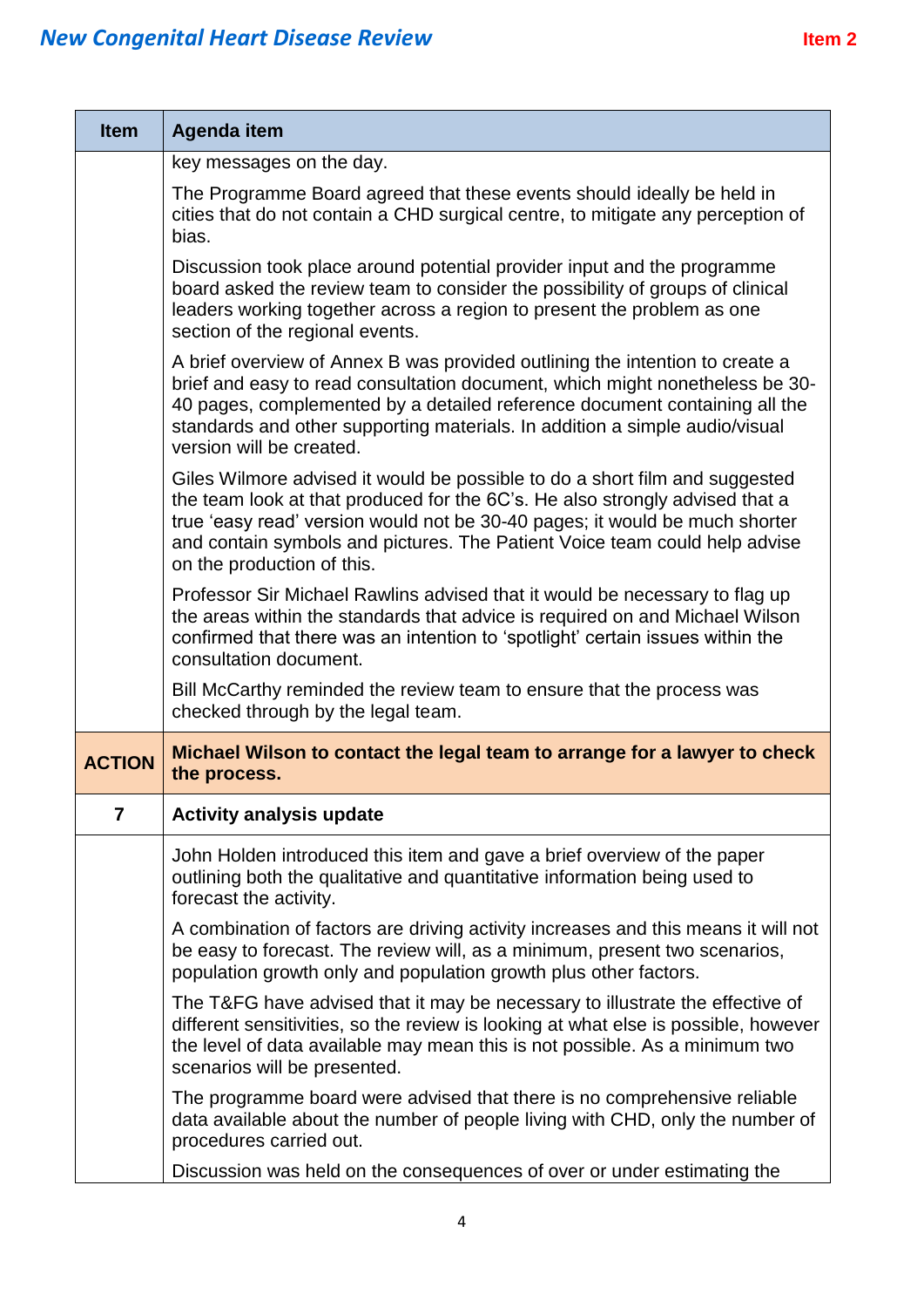| Item | Agenda item |
|---|---|
| | key messages on the day.<br><br>The Programme Board agreed that these events should ideally be held in cities that do not contain a CHD surgical centre, to mitigate any perception of bias.<br><br>Discussion took place around potential provider input and the programme board asked the review team to consider the possibility of groups of clinical leaders working together across a region to present the problem as one section of the regional events.<br><br>A brief overview of Annex B was provided outlining the intention to create a brief and easy to read consultation document, which might nonetheless be 30-40 pages, complemented by a detailed reference document containing all the standards and other supporting materials. In addition a simple audio/visual version will be created.<br><br>Giles Wilmore advised it would be possible to do a short film and suggested the team look at that produced for the 6C's. He also strongly advised that a true 'easy read' version would not be 30-40 pages; it would be much shorter and contain symbols and pictures. The Patient Voice team could help advise on the production of this.<br><br>Professor Sir Michael Rawlins advised that it would be necessary to flag up the areas within the standards that advice is required on and Michael Wilson confirmed that there was an intention to 'spotlight' certain issues within the consultation document.<br><br>Bill McCarthy reminded the review team to ensure that the process was checked through by the legal team. |
| **ACTION** | **Michael Wilson to contact the legal team to arrange for a lawyer to check the process.** |
| **7** | **Activity analysis update** |
| | John Holden introduced this item and gave a brief overview of the paper outlining both the qualitative and quantitative information being used to forecast the activity.<br><br>A combination of factors are driving activity increases and this means it will not be easy to forecast. The review will, as a minimum, present two scenarios, population growth only and population growth plus other factors.<br><br>The T&FG have advised that it may be necessary to illustrate the effective of different sensitivities, so the review is looking at what else is possible, however the level of data available may mean this is not possible. As a minimum two scenarios will be presented.<br><br>The programme board were advised that there is no comprehensive reliable data available about the number of people living with CHD, only the number of procedures carried out.<br><br>Discussion was held on the consequences of over or under estimating the |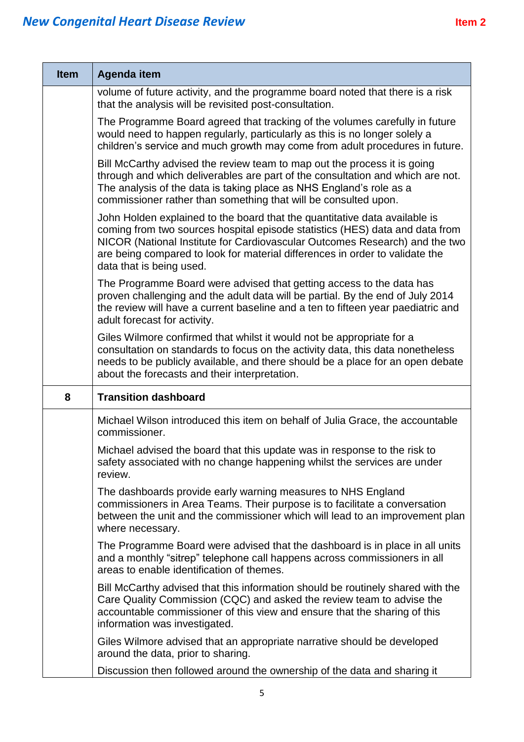| Item | Agenda item |
| --- | --- |
| | volume of future activity, and the programme board noted that there is a risk that the analysis will be revisited post-consultation.<br><br>The Programme Board agreed that tracking of the volumes carefully in future would need to happen regularly, particularly as this is no longer solely a children's service and much growth may come from adult procedures in future.<br><br>Bill McCarthy advised the review team to map out the process it is going through and which deliverables are part of the consultation and which are not. The analysis of the data is taking place as NHS England's role as a commissioner rather than something that will be consulted upon.<br><br>John Holden explained to the board that the quantitative data available is coming from two sources hospital episode statistics (HES) data and data from NICOR (National Institute for Cardiovascular Outcomes Research) and the two are being compared to look for material differences in order to validate the data that is being used.<br><br>The Programme Board were advised that getting access to the data has proven challenging and the adult data will be partial. By the end of July 2014 the review will have a current baseline and a ten to fifteen year paediatric and adult forecast for activity.<br><br>Giles Wilmore confirmed that whilst it would not be appropriate for a consultation on standards to focus on the activity data, this data nonetheless needs to be publicly available, and there should be a place for an open debate about the forecasts and their interpretation. |
| **8** | **Transition dashboard** |
| | Michael Wilson introduced this item on behalf of Julia Grace, the accountable commissioner.<br><br>Michael advised the board that this update was in response to the risk to safety associated with no change happening whilst the services are under review.<br><br>The dashboards provide early warning measures to NHS England commissioners in Area Teams. Their purpose is to facilitate a conversation between the unit and the commissioner which will lead to an improvement plan where necessary.<br><br>The Programme Board were advised that the dashboard is in place in all units and a monthly "sitrep" telephone call happens across commissioners in all areas to enable identification of themes.<br><br>Bill McCarthy advised that this information should be routinely shared with the Care Quality Commission (CQC) and asked the review team to advise the accountable commissioner of this view and ensure that the sharing of this information was investigated.<br><br>Giles Wilmore advised that an appropriate narrative should be developed around the data, prior to sharing.<br><br>Discussion then followed around the ownership of the data and sharing it |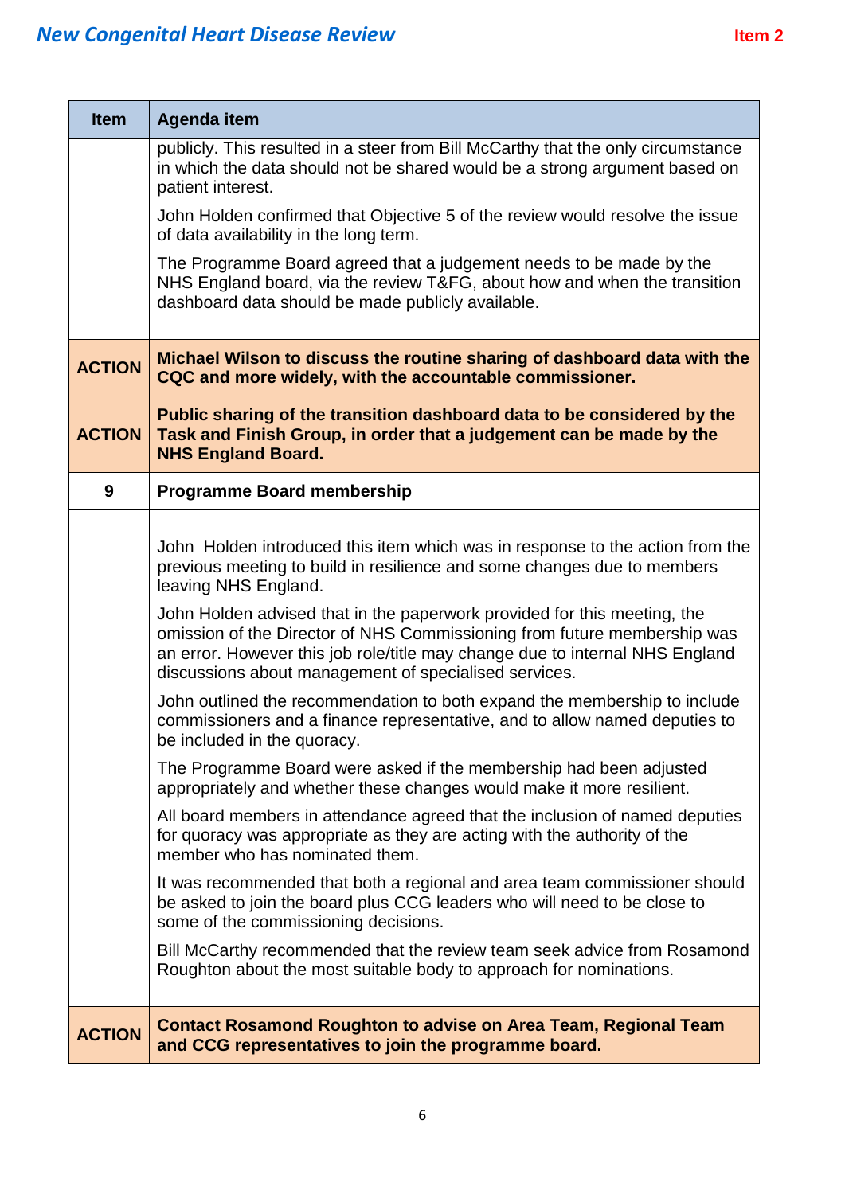| Item | Agenda item |
|---|---|
| | publicly. This resulted in a steer from Bill McCarthy that the only circumstance in which the data should not be shared would be a strong argument based on patient interest.<br><br>John Holden confirmed that Objective 5 of the review would resolve the issue of data availability in the long term.<br><br>The Programme Board agreed that a judgement needs to be made by the NHS England board, via the review T&FG, about how and when the transition dashboard data should be made publicly available. |
| **ACTION** | **Michael Wilson to discuss the routine sharing of dashboard data with the CQC and more widely, with the accountable commissioner.** |
| **ACTION** | **Public sharing of the transition dashboard data to be considered by the Task and Finish Group, in order that a judgement can be made by the NHS England Board.** |
| **9** | **Programme Board membership** |
| | John Holden introduced this item which was in response to the action from the previous meeting to build in resilience and some changes due to members leaving NHS England.<br><br>John Holden advised that in the paperwork provided for this meeting, the omission of the Director of NHS Commissioning from future membership was an error. However this job role/title may change due to internal NHS England discussions about management of specialised services.<br><br>John outlined the recommendation to both expand the membership to include commissioners and a finance representative, and to allow named deputies to be included in the quoracy.<br><br>The Programme Board were asked if the membership had been adjusted appropriately and whether these changes would make it more resilient.<br><br>All board members in attendance agreed that the inclusion of named deputies for quoracy was appropriate as they are acting with the authority of the member who has nominated them.<br><br>It was recommended that both a regional and area team commissioner should be asked to join the board plus CCG leaders who will need to be close to some of the commissioning decisions.<br><br>Bill McCarthy recommended that the review team seek advice from Rosamond Roughton about the most suitable body to approach for nominations. |
| **ACTION** | **Contact Rosamond Roughton to advise on Area Team, Regional Team and CCG representatives to join the programme board.** |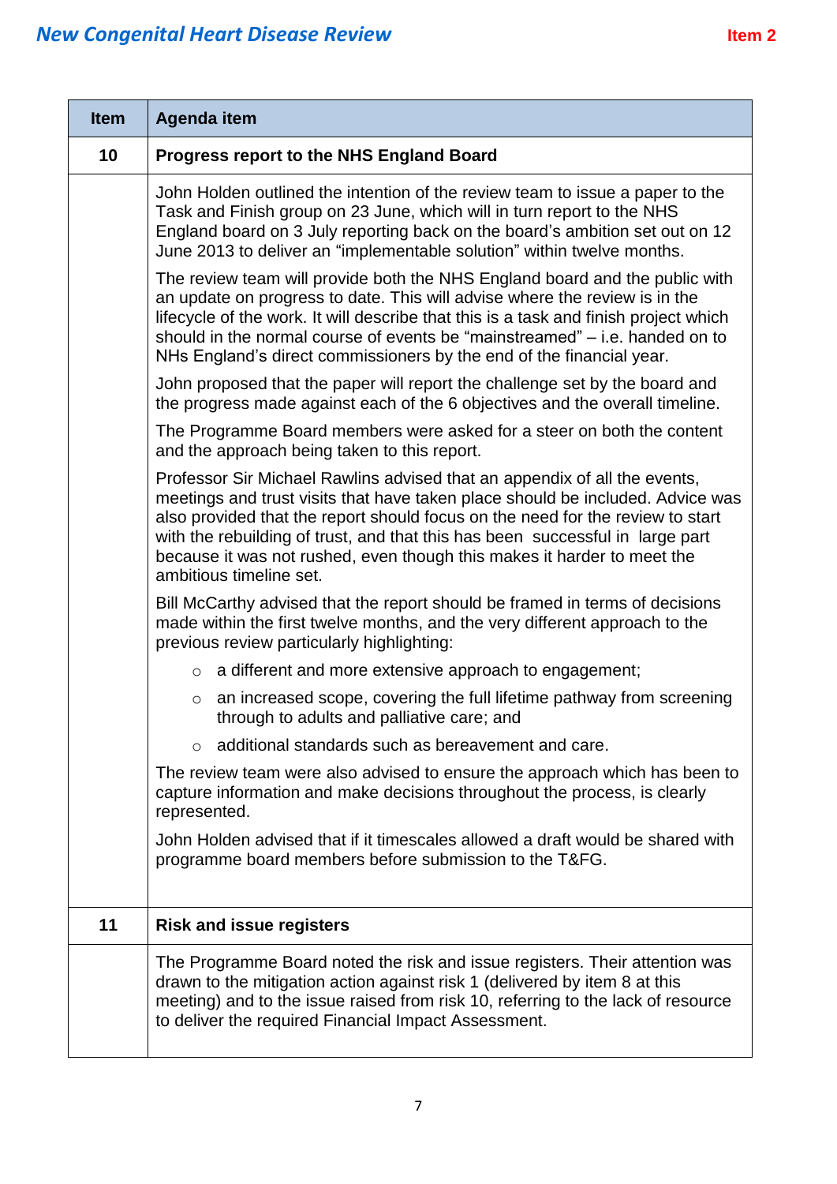| Item | Agenda item |
|---|---|
| **10** | **Progress report to the NHS England Board** |
| | John Holden outlined the intention of the review team to issue a paper to the Task and Finish group on 23 June, which will in turn report to the NHS England board on 3 July reporting back on the board's ambition set out on 12 June 2013 to deliver an "implementable solution" within twelve months.<br><br>The review team will provide both the NHS England board and the public with an update on progress to date. This will advise where the review is in the lifecycle of the work. It will describe that this is a task and finish project which should in the normal course of events be "mainstreamed" – i.e. handed on to NHs England's direct commissioners by the end of the financial year.<br><br>John proposed that the paper will report the challenge set by the board and the progress made against each of the 6 objectives and the overall timeline.<br><br>The Programme Board members were asked for a steer on both the content and the approach being taken to this report.<br><br>Professor Sir Michael Rawlins advised that an appendix of all the events, meetings and trust visits that have taken place should be included. Advice was also provided that the report should focus on the need for the review to start with the rebuilding of trust, and that this has been successful in large part because it was not rushed, even though this makes it harder to meet the ambitious timeline set.<br><br>Bill McCarthy advised that the report should be framed in terms of decisions made within the first twelve months, and the very different approach to the previous review particularly highlighting:<br>○ a different and more extensive approach to engagement;<br>○ an increased scope, covering the full lifetime pathway from screening through to adults and palliative care; and<br>○ additional standards such as bereavement and care.<br><br>The review team were also advised to ensure the approach which has been to capture information and make decisions throughout the process, is clearly represented.<br><br>John Holden advised that if it timescales allowed a draft would be shared with programme board members before submission to the T&FG. |
| **11** | **Risk and issue registers** |
| | The Programme Board noted the risk and issue registers. Their attention was drawn to the mitigation action against risk 1 (delivered by item 8 at this meeting) and to the issue raised from risk 10, referring to the lack of resource to deliver the required Financial Impact Assessment. |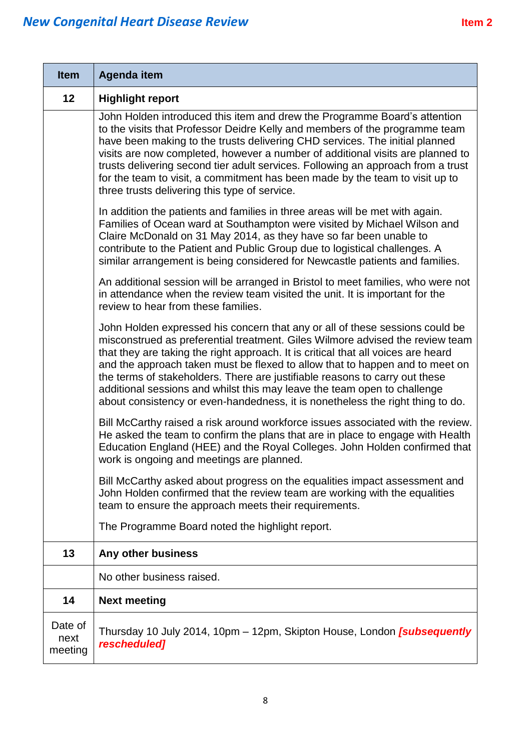| Item | Agenda item |
|---|---|
| **12** | **Highlight report** |
| | John Holden introduced this item and drew the Programme Board's attention to the visits that Professor Deidre Kelly and members of the programme team have been making to the trusts delivering CHD services. The initial planned visits are now completed, however a number of additional visits are planned to trusts delivering second tier adult services. Following an approach from a trust for the team to visit, a commitment has been made by the team to visit up to three trusts delivering this type of service.<br><br>In addition the patients and families in three areas will be met with again. Families of Ocean ward at Southampton were visited by Michael Wilson and Claire McDonald on 31 May 2014, as they have so far been unable to contribute to the Patient and Public Group due to logistical challenges. A similar arrangement is being considered for Newcastle patients and families.<br><br>An additional session will be arranged in Bristol to meet families, who were not in attendance when the review team visited the unit. It is important for the review to hear from these families.<br><br>John Holden expressed his concern that any or all of these sessions could be misconstrued as preferential treatment. Giles Wilmore advised the review team that they are taking the right approach. It is critical that all voices are heard and the approach taken must be flexed to allow that to happen and to meet on the terms of stakeholders. There are justifiable reasons to carry out these additional sessions and whilst this may leave the team open to challenge about consistency or even-handedness, it is nonetheless the right thing to do.<br><br>Bill McCarthy raised a risk around workforce issues associated with the review. He asked the team to confirm the plans that are in place to engage with Health Education England (HEE) and the Royal Colleges. John Holden confirmed that work is ongoing and meetings are planned.<br><br>Bill McCarthy asked about progress on the equalities impact assessment and John Holden confirmed that the review team are working with the equalities team to ensure the approach meets their requirements.<br><br>The Programme Board noted the highlight report. |
| **13** | **Any other business** |
| | No other business raised. |
| **14** | **Next meeting** |
| Date of next meeting | Thursday 10 July 2014, 10pm – 12pm, Skipton House, London ***[subsequently rescheduled]*** |